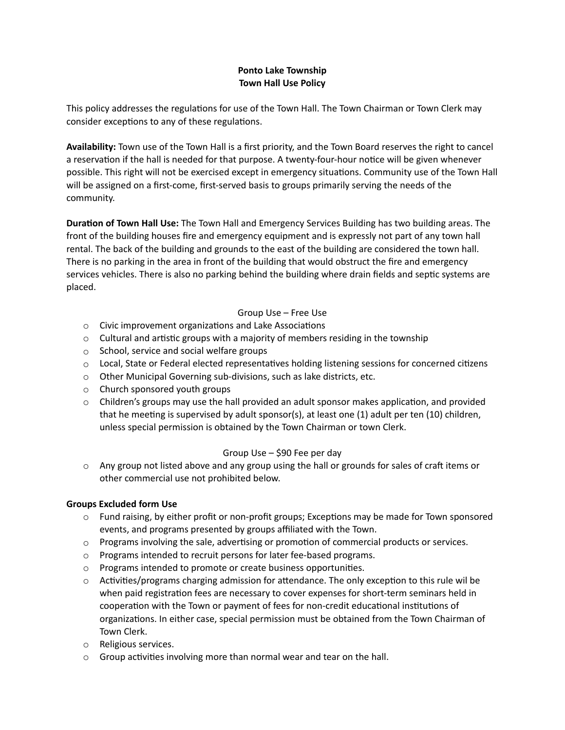**Ponto Lake Township**
**Town Hall Use Policy**

This policy addresses the regulations for use of the Town Hall. The Town Chairman or Town Clerk may consider exceptions to any of these regulations.

**Availability:** Town use of the Town Hall is a first priority, and the Town Board reserves the right to cancel a reservation if the hall is needed for that purpose. A twenty-four-hour notice will be given whenever possible. This right will not be exercised except in emergency situations. Community use of the Town Hall will be assigned on a first-come, first-served basis to groups primarily serving the needs of the community.

**Duration of Town Hall Use:** The Town Hall and Emergency Services Building has two building areas. The front of the building houses fire and emergency equipment and is expressly not part of any town hall rental. The back of the building and grounds to the east of the building are considered the town hall. There is no parking in the area in front of the building that would obstruct the fire and emergency services vehicles. There is also no parking behind the building where drain fields and septic systems are placed.

Group Use – Free Use

- Civic improvement organizations and Lake Associations
- Cultural and artistic groups with a majority of members residing in the township
- School, service and social welfare groups
- Local, State or Federal elected representatives holding listening sessions for concerned citizens
- Other Municipal Governing sub-divisions, such as lake districts, etc.
- Church sponsored youth groups
- Children's groups may use the hall provided an adult sponsor makes application, and provided that he meeting is supervised by adult sponsor(s), at least one (1) adult per ten (10) children, unless special permission is obtained by the Town Chairman or town Clerk.

Group Use – $90 Fee per day

- Any group not listed above and any group using the hall or grounds for sales of craft items or other commercial use not prohibited below.

**Groups Excluded form Use**

- Fund raising, by either profit or non-profit groups; Exceptions may be made for Town sponsored events, and programs presented by groups affiliated with the Town.
- Programs involving the sale, advertising or promotion of commercial products or services.
- Programs intended to recruit persons for later fee-based programs.
- Programs intended to promote or create business opportunities.
- Activities/programs charging admission for attendance. The only exception to this rule wil be when paid registration fees are necessary to cover expenses for short-term seminars held in cooperation with the Town or payment of fees for non-credit educational institutions of organizations. In either case, special permission must be obtained from the Town Chairman of Town Clerk.
- Religious services.
- Group activities involving more than normal wear and tear on the hall.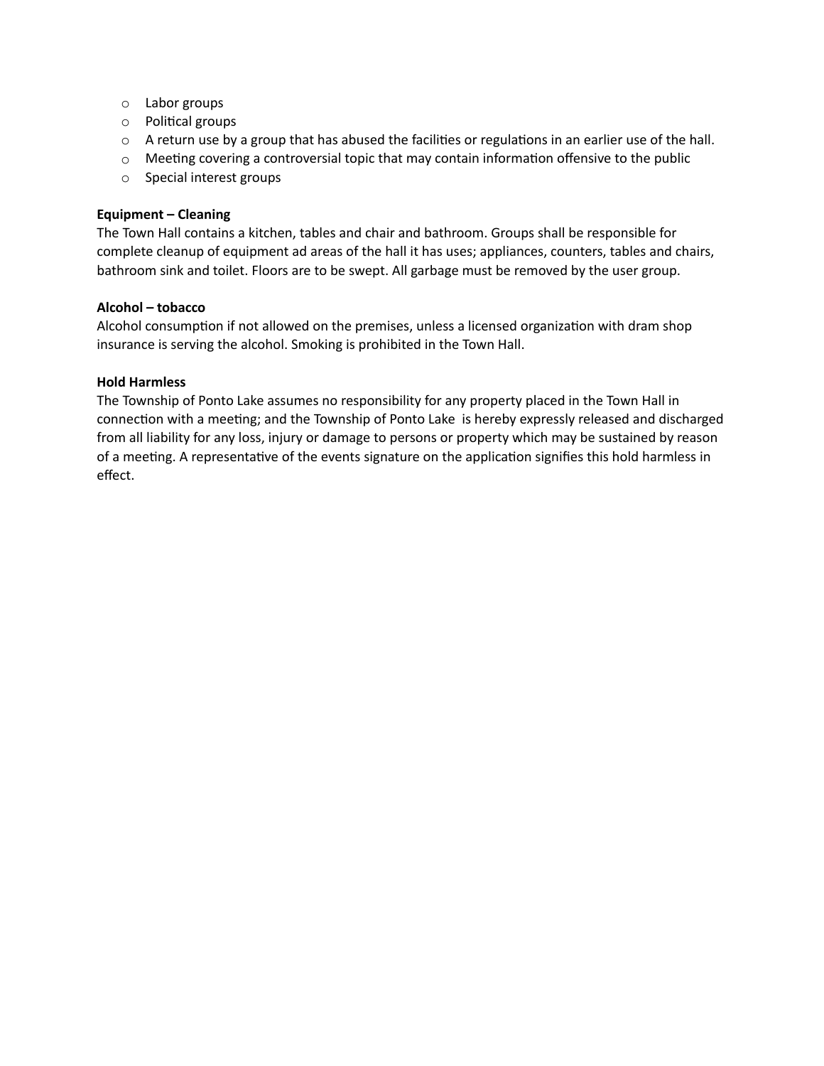- Labor groups
- Political groups
- A return use by a group that has abused the facilities or regulations in an earlier use of the hall.
- Meeting covering a controversial topic that may contain information offensive to the public
- Special interest groups

**Equipment – Cleaning**
The Town Hall contains a kitchen, tables and chair and bathroom. Groups shall be responsible for complete cleanup of equipment ad areas of the hall it has uses; appliances, counters, tables and chairs, bathroom sink and toilet. Floors are to be swept. All garbage must be removed by the user group.

**Alcohol – tobacco**
Alcohol consumption if not allowed on the premises, unless a licensed organization with dram shop insurance is serving the alcohol. Smoking is prohibited in the Town Hall.

**Hold Harmless**
The Township of Ponto Lake assumes no responsibility for any property placed in the Town Hall in connection with a meeting; and the Township of Ponto Lake is hereby expressly released and discharged from all liability for any loss, injury or damage to persons or property which may be sustained by reason of a meeting. A representative of the events signature on the application signifies this hold harmless in effect.